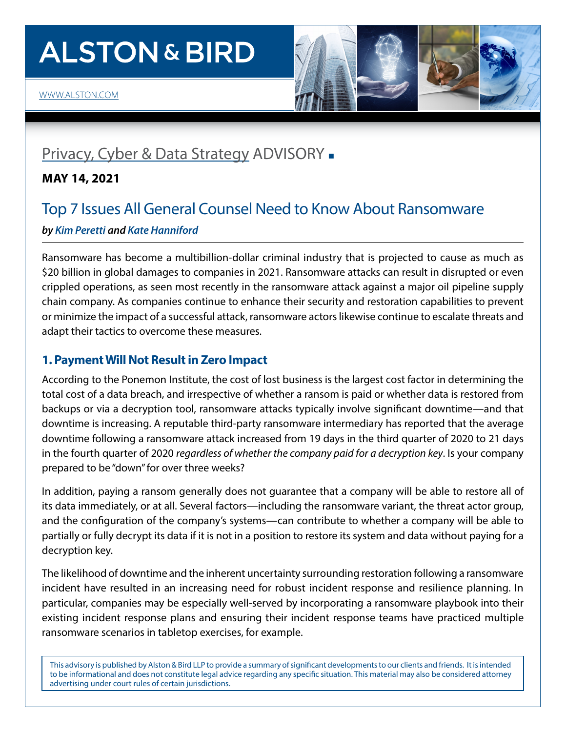# ALSTON & BIRD

WWW.ALSTON.COM

## Privacy, Cyber & Data Strategy ADVISORY

**MAY 14, 2021**

## Top 7 Issues All General Counsel Need to Know About Ransomware

***by Kim Peretti and Kate Hanniford***

Ransomware has become a multibillion-dollar criminal industry that is projected to cause as much as $20 billion in global damages to companies in 2021. Ransomware attacks can result in disrupted or even crippled operations, as seen most recently in the ransomware attack against a major oil pipeline supply chain company. As companies continue to enhance their security and restoration capabilities to prevent or minimize the impact of a successful attack, ransomware actors likewise continue to escalate threats and adapt their tactics to overcome these measures.

### 1. Payment Will Not Result in Zero Impact

According to the Ponemon Institute, the cost of lost business is the largest cost factor in determining the total cost of a data breach, and irrespective of whether a ransom is paid or whether data is restored from backups or via a decryption tool, ransomware attacks typically involve significant downtime—and that downtime is increasing. A reputable third-party ransomware intermediary has reported that the average downtime following a ransomware attack increased from 19 days in the third quarter of 2020 to 21 days in the fourth quarter of 2020 *regardless of whether the company paid for a decryption key*. Is your company prepared to be "down" for over three weeks?

In addition, paying a ransom generally does not guarantee that a company will be able to restore all of its data immediately, or at all. Several factors—including the ransomware variant, the threat actor group, and the configuration of the company's systems—can contribute to whether a company will be able to partially or fully decrypt its data if it is not in a position to restore its system and data without paying for a decryption key.

The likelihood of downtime and the inherent uncertainty surrounding restoration following a ransomware incident have resulted in an increasing need for robust incident response and resilience planning. In particular, companies may be especially well-served by incorporating a ransomware playbook into their existing incident response plans and ensuring their incident response teams have practiced multiple ransomware scenarios in tabletop exercises, for example.

This advisory is published by Alston & Bird LLP to provide a summary of significant developments to our clients and friends. It is intended to be informational and does not constitute legal advice regarding any specific situation. This material may also be considered attorney advertising under court rules of certain jurisdictions.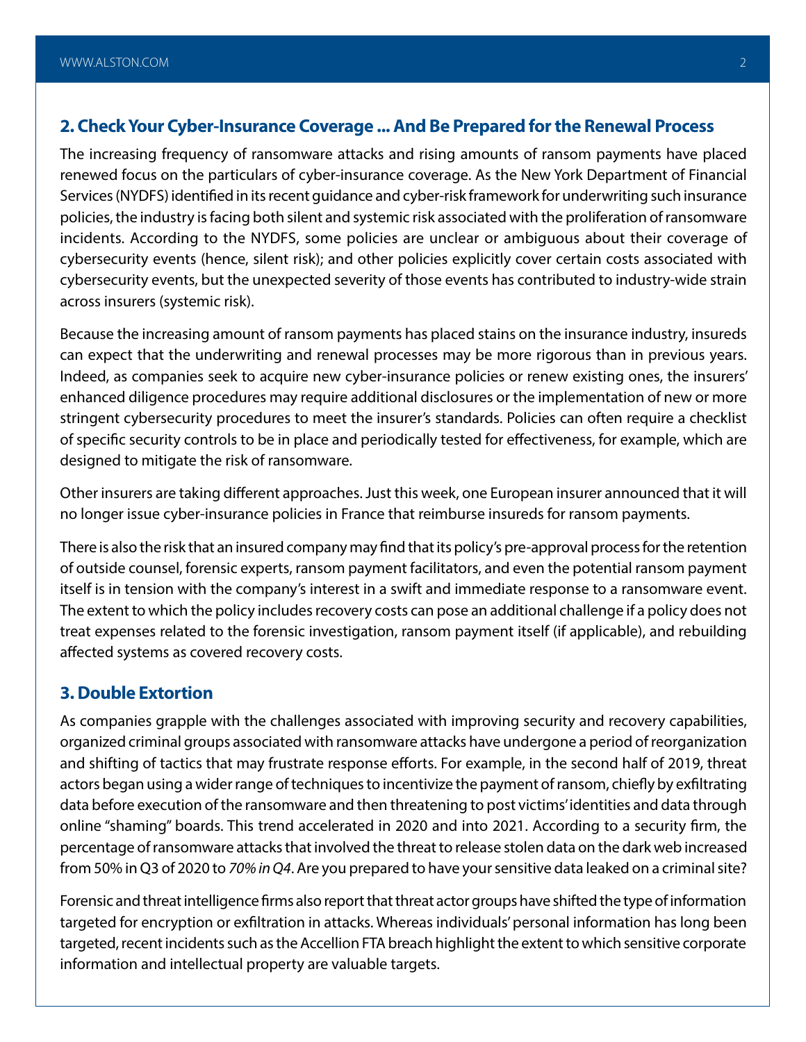## 2. Check Your Cyber-Insurance Coverage ... And Be Prepared for the Renewal Process

The increasing frequency of ransomware attacks and rising amounts of ransom payments have placed renewed focus on the particulars of cyber-insurance coverage. As the New York Department of Financial Services (NYDFS) identified in its recent guidance and cyber-risk framework for underwriting such insurance policies, the industry is facing both silent and systemic risk associated with the proliferation of ransomware incidents. According to the NYDFS, some policies are unclear or ambiguous about their coverage of cybersecurity events (hence, silent risk); and other policies explicitly cover certain costs associated with cybersecurity events, but the unexpected severity of those events has contributed to industry-wide strain across insurers (systemic risk).

Because the increasing amount of ransom payments has placed stains on the insurance industry, insureds can expect that the underwriting and renewal processes may be more rigorous than in previous years. Indeed, as companies seek to acquire new cyber-insurance policies or renew existing ones, the insurers' enhanced diligence procedures may require additional disclosures or the implementation of new or more stringent cybersecurity procedures to meet the insurer's standards. Policies can often require a checklist of specific security controls to be in place and periodically tested for effectiveness, for example, which are designed to mitigate the risk of ransomware.

Other insurers are taking different approaches. Just this week, one European insurer announced that it will no longer issue cyber-insurance policies in France that reimburse insureds for ransom payments.

There is also the risk that an insured company may find that its policy's pre-approval process for the retention of outside counsel, forensic experts, ransom payment facilitators, and even the potential ransom payment itself is in tension with the company's interest in a swift and immediate response to a ransomware event. The extent to which the policy includes recovery costs can pose an additional challenge if a policy does not treat expenses related to the forensic investigation, ransom payment itself (if applicable), and rebuilding affected systems as covered recovery costs.

## 3. Double Extortion

As companies grapple with the challenges associated with improving security and recovery capabilities, organized criminal groups associated with ransomware attacks have undergone a period of reorganization and shifting of tactics that may frustrate response efforts. For example, in the second half of 2019, threat actors began using a wider range of techniques to incentivize the payment of ransom, chiefly by exfiltrating data before execution of the ransomware and then threatening to post victims' identities and data through online "shaming" boards. This trend accelerated in 2020 and into 2021. According to a security firm, the percentage of ransomware attacks that involved the threat to release stolen data on the dark web increased from 50% in Q3 of 2020 to *70% in Q4*. Are you prepared to have your sensitive data leaked on a criminal site?

Forensic and threat intelligence firms also report that threat actor groups have shifted the type of information targeted for encryption or exfiltration in attacks. Whereas individuals' personal information has long been targeted, recent incidents such as the Accellion FTA breach highlight the extent to which sensitive corporate information and intellectual property are valuable targets.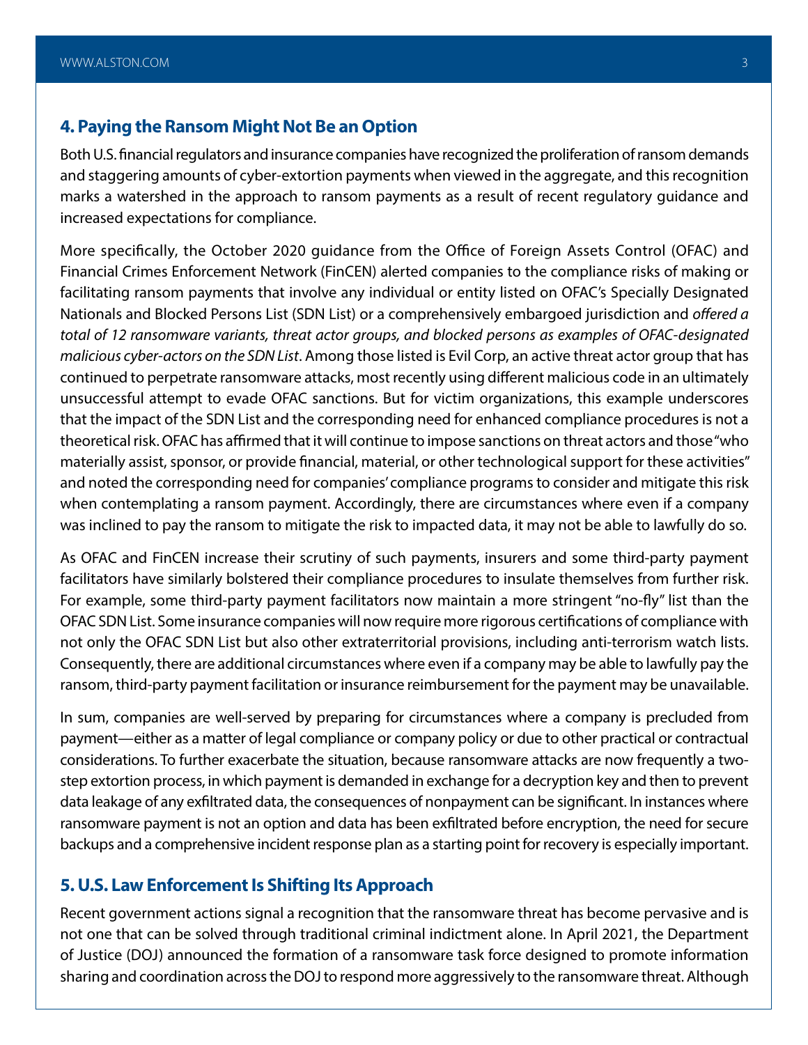## 4. Paying the Ransom Might Not Be an Option

Both U.S. financial regulators and insurance companies have recognized the proliferation of ransom demands and staggering amounts of cyber-extortion payments when viewed in the aggregate, and this recognition marks a watershed in the approach to ransom payments as a result of recent regulatory guidance and increased expectations for compliance.

More specifically, the October 2020 guidance from the Office of Foreign Assets Control (OFAC) and Financial Crimes Enforcement Network (FinCEN) alerted companies to the compliance risks of making or facilitating ransom payments that involve any individual or entity listed on OFAC's Specially Designated Nationals and Blocked Persons List (SDN List) or a comprehensively embargoed jurisdiction and *offered a total of 12 ransomware variants, threat actor groups, and blocked persons as examples of OFAC-designated malicious cyber-actors on the SDN List*. Among those listed is Evil Corp, an active threat actor group that has continued to perpetrate ransomware attacks, most recently using different malicious code in an ultimately unsuccessful attempt to evade OFAC sanctions. But for victim organizations, this example underscores that the impact of the SDN List and the corresponding need for enhanced compliance procedures is not a theoretical risk. OFAC has affirmed that it will continue to impose sanctions on threat actors and those "who materially assist, sponsor, or provide financial, material, or other technological support for these activities" and noted the corresponding need for companies' compliance programs to consider and mitigate this risk when contemplating a ransom payment. Accordingly, there are circumstances where even if a company was inclined to pay the ransom to mitigate the risk to impacted data, it may not be able to lawfully do so.

As OFAC and FinCEN increase their scrutiny of such payments, insurers and some third-party payment facilitators have similarly bolstered their compliance procedures to insulate themselves from further risk. For example, some third-party payment facilitators now maintain a more stringent "no-fly" list than the OFAC SDN List. Some insurance companies will now require more rigorous certifications of compliance with not only the OFAC SDN List but also other extraterritorial provisions, including anti-terrorism watch lists. Consequently, there are additional circumstances where even if a company may be able to lawfully pay the ransom, third-party payment facilitation or insurance reimbursement for the payment may be unavailable.

In sum, companies are well-served by preparing for circumstances where a company is precluded from payment—either as a matter of legal compliance or company policy or due to other practical or contractual considerations. To further exacerbate the situation, because ransomware attacks are now frequently a two-step extortion process, in which payment is demanded in exchange for a decryption key and then to prevent data leakage of any exfiltrated data, the consequences of nonpayment can be significant. In instances where ransomware payment is not an option and data has been exfiltrated before encryption, the need for secure backups and a comprehensive incident response plan as a starting point for recovery is especially important.

## 5. U.S. Law Enforcement Is Shifting Its Approach

Recent government actions signal a recognition that the ransomware threat has become pervasive and is not one that can be solved through traditional criminal indictment alone. In April 2021, the Department of Justice (DOJ) announced the formation of a ransomware task force designed to promote information sharing and coordination across the DOJ to respond more aggressively to the ransomware threat. Although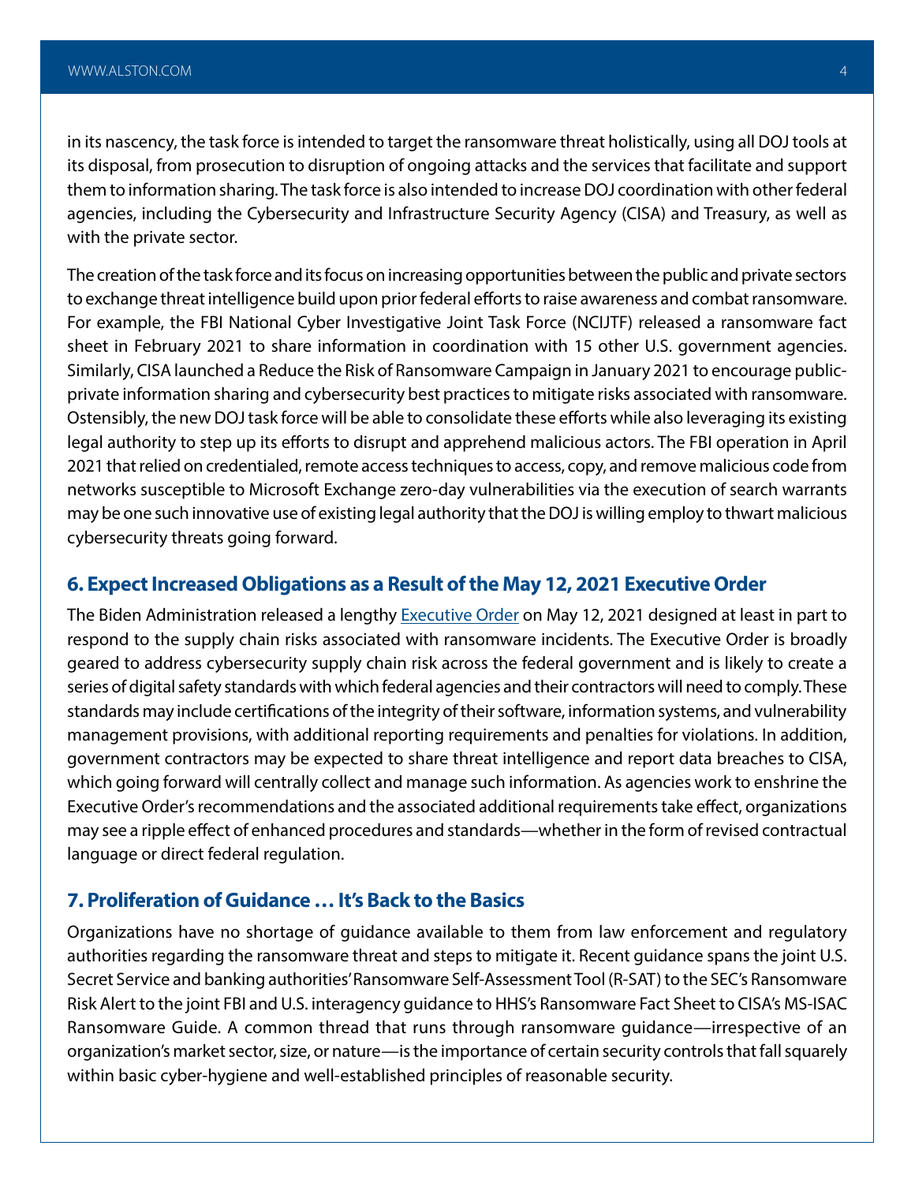in its nascency, the task force is intended to target the ransomware threat holistically, using all DOJ tools at its disposal, from prosecution to disruption of ongoing attacks and the services that facilitate and support them to information sharing. The task force is also intended to increase DOJ coordination with other federal agencies, including the Cybersecurity and Infrastructure Security Agency (CISA) and Treasury, as well as with the private sector.

The creation of the task force and its focus on increasing opportunities between the public and private sectors to exchange threat intelligence build upon prior federal efforts to raise awareness and combat ransomware. For example, the FBI National Cyber Investigative Joint Task Force (NCIJTF) released a ransomware fact sheet in February 2021 to share information in coordination with 15 other U.S. government agencies. Similarly, CISA launched a Reduce the Risk of Ransomware Campaign in January 2021 to encourage public-private information sharing and cybersecurity best practices to mitigate risks associated with ransomware. Ostensibly, the new DOJ task force will be able to consolidate these efforts while also leveraging its existing legal authority to step up its efforts to disrupt and apprehend malicious actors. The FBI operation in April 2021 that relied on credentialed, remote access techniques to access, copy, and remove malicious code from networks susceptible to Microsoft Exchange zero-day vulnerabilities via the execution of search warrants may be one such innovative use of existing legal authority that the DOJ is willing employ to thwart malicious cybersecurity threats going forward.

## 6. Expect Increased Obligations as a Result of the May 12, 2021 Executive Order

The Biden Administration released a lengthy Executive Order on May 12, 2021 designed at least in part to respond to the supply chain risks associated with ransomware incidents. The Executive Order is broadly geared to address cybersecurity supply chain risk across the federal government and is likely to create a series of digital safety standards with which federal agencies and their contractors will need to comply. These standards may include certifications of the integrity of their software, information systems, and vulnerability management provisions, with additional reporting requirements and penalties for violations. In addition, government contractors may be expected to share threat intelligence and report data breaches to CISA, which going forward will centrally collect and manage such information. As agencies work to enshrine the Executive Order's recommendations and the associated additional requirements take effect, organizations may see a ripple effect of enhanced procedures and standards—whether in the form of revised contractual language or direct federal regulation.

## 7. Proliferation of Guidance … It's Back to the Basics

Organizations have no shortage of guidance available to them from law enforcement and regulatory authorities regarding the ransomware threat and steps to mitigate it. Recent guidance spans the joint U.S. Secret Service and banking authorities' Ransomware Self-Assessment Tool (R-SAT) to the SEC's Ransomware Risk Alert to the joint FBI and U.S. interagency guidance to HHS's Ransomware Fact Sheet to CISA's MS-ISAC Ransomware Guide. A common thread that runs through ransomware guidance—irrespective of an organization's market sector, size, or nature—is the importance of certain security controls that fall squarely within basic cyber-hygiene and well-established principles of reasonable security.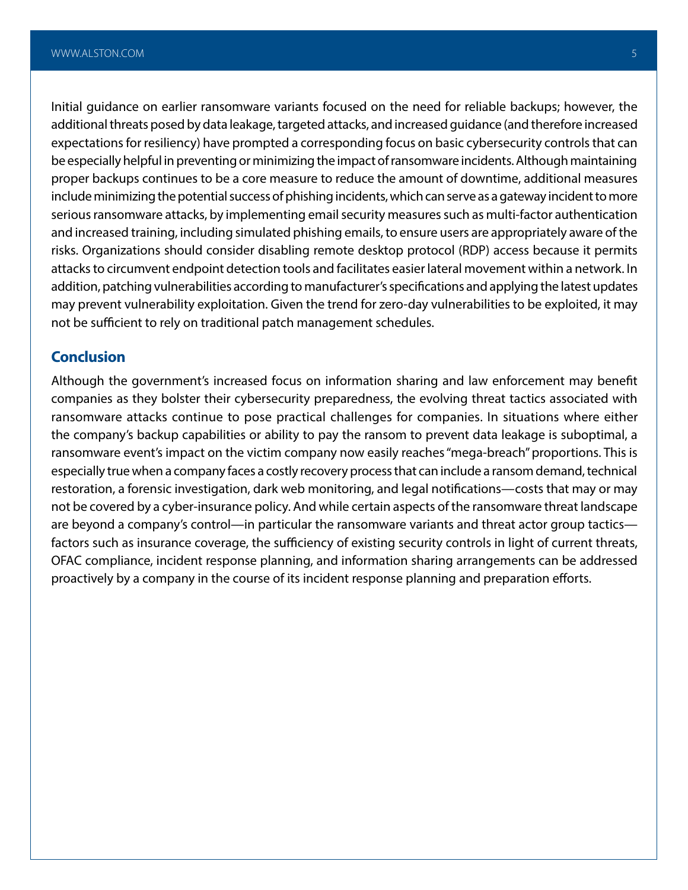Initial guidance on earlier ransomware variants focused on the need for reliable backups; however, the additional threats posed by data leakage, targeted attacks, and increased guidance (and therefore increased expectations for resiliency) have prompted a corresponding focus on basic cybersecurity controls that can be especially helpful in preventing or minimizing the impact of ransomware incidents. Although maintaining proper backups continues to be a core measure to reduce the amount of downtime, additional measures include minimizing the potential success of phishing incidents, which can serve as a gateway incident to more serious ransomware attacks, by implementing email security measures such as multi-factor authentication and increased training, including simulated phishing emails, to ensure users are appropriately aware of the risks. Organizations should consider disabling remote desktop protocol (RDP) access because it permits attacks to circumvent endpoint detection tools and facilitates easier lateral movement within a network. In addition, patching vulnerabilities according to manufacturer's specifications and applying the latest updates may prevent vulnerability exploitation. Given the trend for zero-day vulnerabilities to be exploited, it may not be sufficient to rely on traditional patch management schedules.

## Conclusion

Although the government's increased focus on information sharing and law enforcement may benefit companies as they bolster their cybersecurity preparedness, the evolving threat tactics associated with ransomware attacks continue to pose practical challenges for companies. In situations where either the company's backup capabilities or ability to pay the ransom to prevent data leakage is suboptimal, a ransomware event's impact on the victim company now easily reaches "mega-breach" proportions. This is especially true when a company faces a costly recovery process that can include a ransom demand, technical restoration, a forensic investigation, dark web monitoring, and legal notifications—costs that may or may not be covered by a cyber-insurance policy. And while certain aspects of the ransomware threat landscape are beyond a company's control—in particular the ransomware variants and threat actor group tactics—factors such as insurance coverage, the sufficiency of existing security controls in light of current threats, OFAC compliance, incident response planning, and information sharing arrangements can be addressed proactively by a company in the course of its incident response planning and preparation efforts.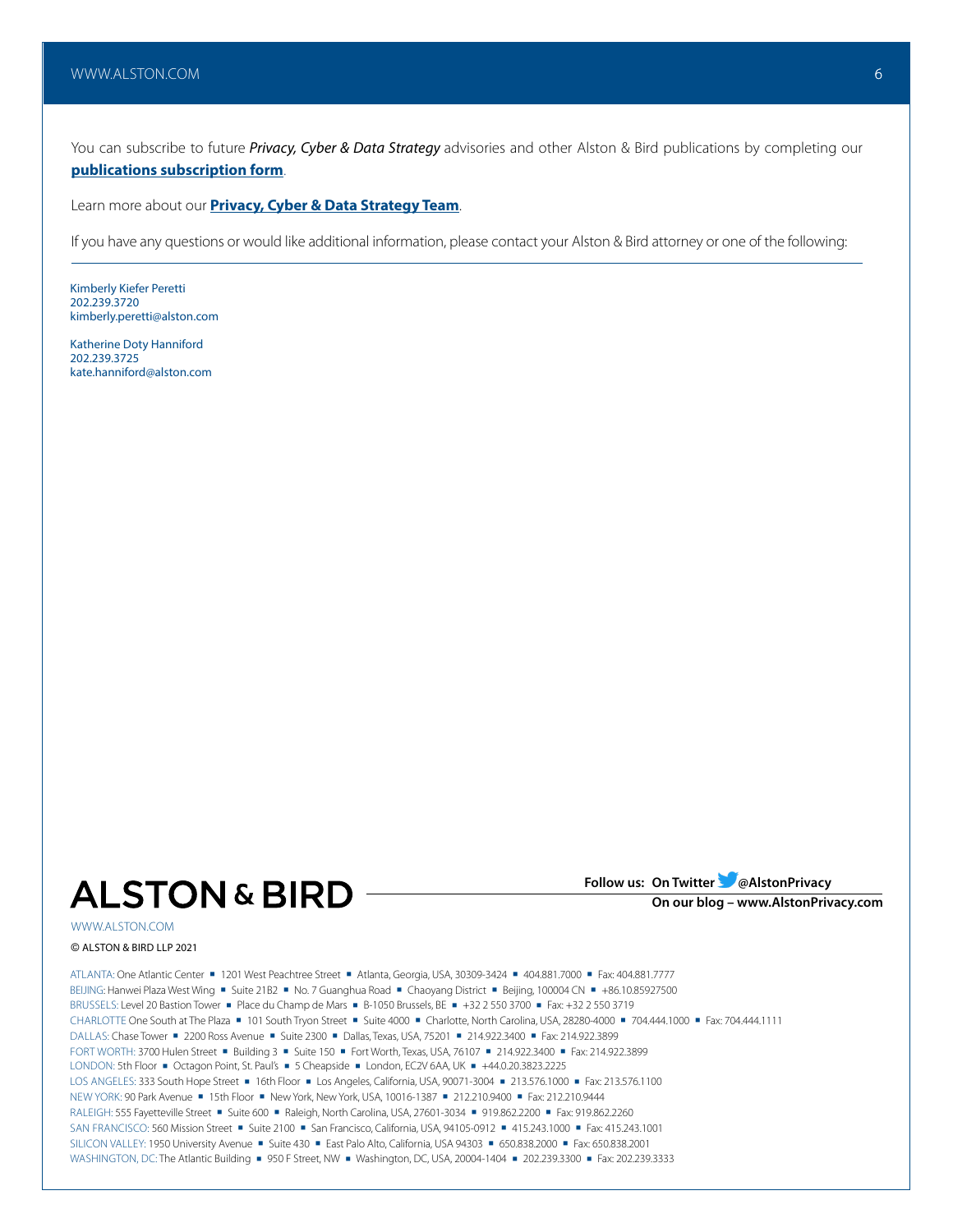You can subscribe to future ***Privacy, Cyber & Data Strategy*** advisories and other Alston & Bird publications by completing our **publications subscription form**.

Learn more about our **Privacy, Cyber & Data Strategy Team**.

If you have any questions or would like additional information, please contact your Alston & Bird attorney or one of the following:

---

Kimberly Kiefer Peretti
202.239.3720
kimberly.peretti@alston.com

Katherine Doty Hanniford
202.239.3725
kate.hanniford@alston.com

ALSTON & BIRD

Follow us: On Twitter @AlstonPrivacy
On our blog – www.AlstonPrivacy.com

WWW.ALSTON.COM

© ALSTON & BIRD LLP 2021

ATLANTA: One Atlantic Center ▪ 1201 West Peachtree Street ▪ Atlanta, Georgia, USA, 30309-3424 ▪ 404.881.7000 ▪ Fax: 404.881.7777
BEIJING: Hanwei Plaza West Wing ▪ Suite 21B2 ▪ No. 7 Guanghua Road ▪ Chaoyang District ▪ Beijing, 100004 CN ▪ +86.10.85927500
BRUSSELS: Level 20 Bastion Tower ▪ Place du Champ de Mars ▪ B-1050 Brussels, BE ▪ +32 2 550 3700 ▪ Fax: +32 2 550 3719
CHARLOTTE: One South at The Plaza ▪ 101 South Tryon Street ▪ Suite 4000 ▪ Charlotte, North Carolina, USA, 28280-4000 ▪ 704.444.1000 ▪ Fax: 704.444.1111
DALLAS: Chase Tower ▪ 2200 Ross Avenue ▪ Suite 2300 ▪ Dallas, Texas, USA, 75201 ▪ 214.922.3400 ▪ Fax: 214.922.3899
FORT WORTH: 3700 Hulen Street ▪ Building 3 ▪ Suite 150 ▪ Fort Worth, Texas, USA, 76107 ▪ 214.922.3400 ▪ Fax: 214.922.3899
LONDON: 5th Floor ▪ Octagon Point, St. Paul's ▪ 5 Cheapside ▪ London, EC2V 6AA, UK ▪ +44.0.20.3823.2225
LOS ANGELES: 333 South Hope Street ▪ 16th Floor ▪ Los Angeles, California, USA, 90071-3004 ▪ 213.576.1000 ▪ Fax: 213.576.1100
NEW YORK: 90 Park Avenue ▪ 15th Floor ▪ New York, New York, USA, 10016-1387 ▪ 212.210.9400 ▪ Fax: 212.210.9444
RALEIGH: 555 Fayetteville Street ▪ Suite 600 ▪ Raleigh, North Carolina, USA, 27601-3034 ▪ 919.862.2200 ▪ Fax: 919.862.2260
SAN FRANCISCO: 560 Mission Street ▪ Suite 2100 ▪ San Francisco, California, USA, 94105-0912 ▪ 415.243.1000 ▪ Fax: 415.243.1001
SILICON VALLEY: 1950 University Avenue ▪ Suite 430 ▪ East Palo Alto, California, USA 94303 ▪ 650.838.2000 ▪ Fax: 650.838.2001
WASHINGTON, DC: The Atlantic Building ▪ 950 F Street, NW ▪ Washington, DC, USA, 20004-1404 ▪ 202.239.3300 ▪ Fax: 202.239.3333